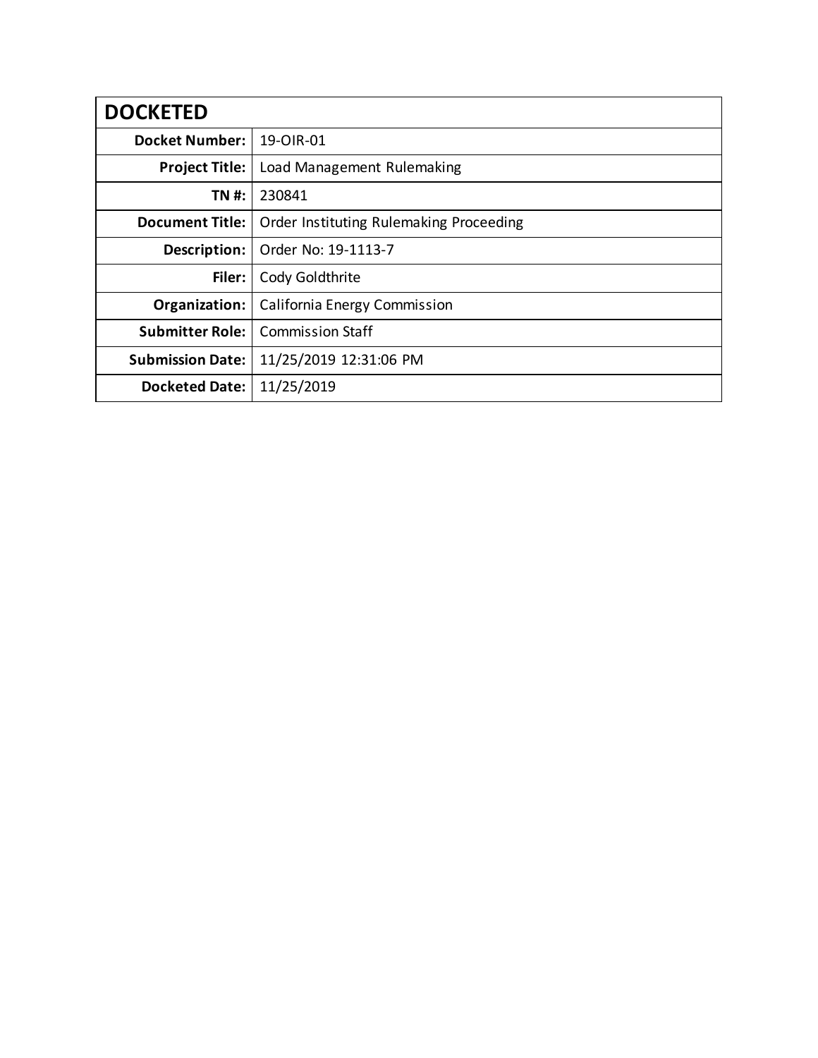| DOCKETED | |
|---|---|
| **Docket Number:** | 19-OIR-01 |
| **Project Title:** | Load Management Rulemaking |
| **TN #:** | 230841 |
| **Document Title:** | Order Instituting Rulemaking Proceeding |
| **Description:** | Order No: 19-1113-7 |
| **Filer:** | Cody Goldthrite |
| **Organization:** | California Energy Commission |
| **Submitter Role:** | Commission Staff |
| **Submission Date:** | 11/25/2019 12:31:06 PM |
| **Docketed Date:** | 11/25/2019 |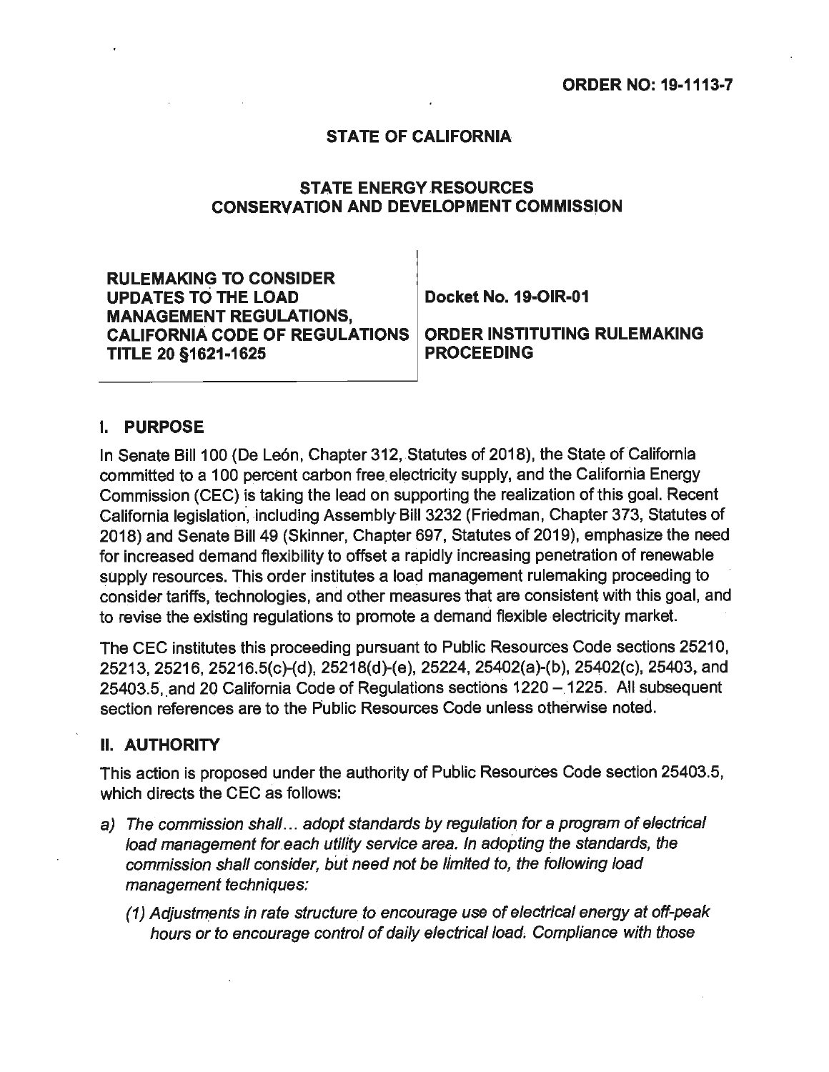**ORDER NO: 19-1113-7**

**STATE OF CALIFORNIA**

**STATE ENERGY RESOURCES CONSERVATION AND DEVELOPMENT COMMISSION**

| **RULEMAKING TO CONSIDER UPDATES TO THE LOAD MANAGEMENT REGULATIONS, CALIFORNIA CODE OF REGULATIONS TITLE 20 §1621-1625** | **Docket No. 19-OIR-01**<br><br>**ORDER INSTITUTING RULEMAKING PROCEEDING** |
|---|---|

## I. PURPOSE

In Senate Bill 100 (De León, Chapter 312, Statutes of 2018), the State of California committed to a 100 percent carbon free electricity supply, and the California Energy Commission (CEC) is taking the lead on supporting the realization of this goal. Recent California legislation, including Assembly Bill 3232 (Friedman, Chapter 373, Statutes of 2018) and Senate Bill 49 (Skinner, Chapter 697, Statutes of 2019), emphasize the need for increased demand flexibility to offset a rapidly increasing penetration of renewable supply resources. This order institutes a load management rulemaking proceeding to consider tariffs, technologies, and other measures that are consistent with this goal, and to revise the existing regulations to promote a demand flexible electricity market.

The CEC institutes this proceeding pursuant to Public Resources Code sections 25210, 25213, 25216, 25216.5(c)-(d), 25218(d)-(e), 25224, 25402(a)-(b), 25402(c), 25403, and 25403.5, and 20 California Code of Regulations sections 1220 – 1225. All subsequent section references are to the Public Resources Code unless otherwise noted.

## II. AUTHORITY

This action is proposed under the authority of Public Resources Code section 25403.5, which directs the CEC as follows:

a) *The commission shall… adopt standards by regulation for a program of electrical load management for each utility service area. In adopting the standards, the commission shall consider, but need not be limited to, the following load management techniques:*

   (1) *Adjustments in rate structure to encourage use of electrical energy at off-peak hours or to encourage control of daily electrical load. Compliance with those*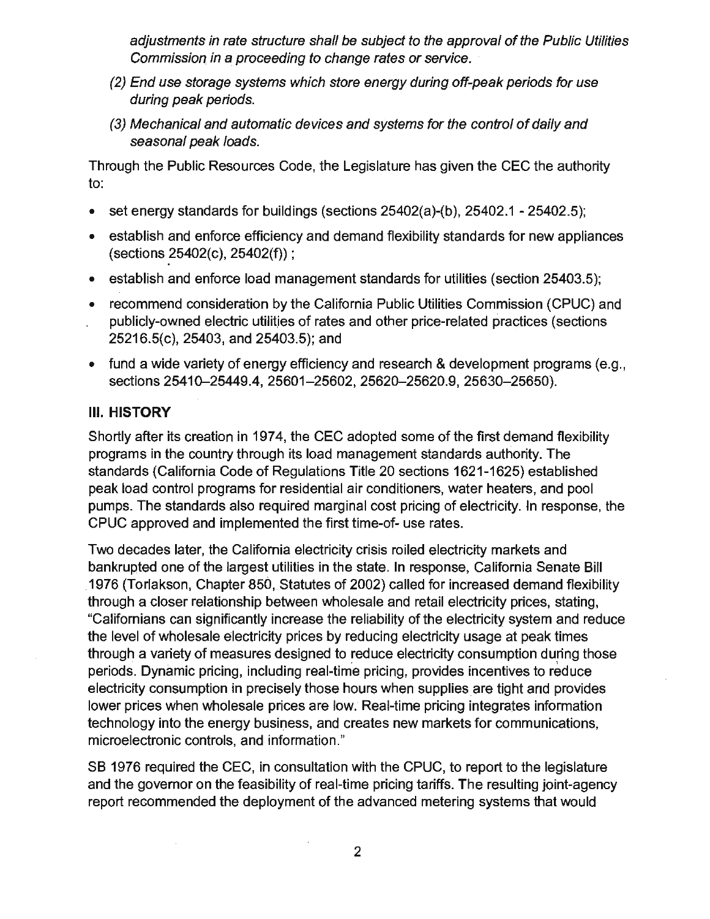*adjustments in rate structure shall be subject to the approval of the Public Utilities Commission in a proceeding to change rates or service.*

*(2) End use storage systems which store energy during off-peak periods for use during peak periods.*

*(3) Mechanical and automatic devices and systems for the control of daily and seasonal peak loads.*

Through the Public Resources Code, the Legislature has given the CEC the authority to:

- set energy standards for buildings (sections 25402(a)-(b), 25402.1 - 25402.5);
- establish and enforce efficiency and demand flexibility standards for new appliances (sections 25402(c), 25402(f)) ;
- establish and enforce load management standards for utilities (section 25403.5);
- recommend consideration by the California Public Utilities Commission (CPUC) and publicly-owned electric utilities of rates and other price-related practices (sections 25216.5(c), 25403, and 25403.5); and
- fund a wide variety of energy efficiency and research & development programs (e.g., sections 25410–25449.4, 25601–25602, 25620–25620.9, 25630–25650).

## III. HISTORY

Shortly after its creation in 1974, the CEC adopted some of the first demand flexibility programs in the country through its load management standards authority. The standards (California Code of Regulations Title 20 sections 1621-1625) established peak load control programs for residential air conditioners, water heaters, and pool pumps. The standards also required marginal cost pricing of electricity. In response, the CPUC approved and implemented the first time-of- use rates.

Two decades later, the California electricity crisis roiled electricity markets and bankrupted one of the largest utilities in the state. In response, California Senate Bill 1976 (Torlakson, Chapter 850, Statutes of 2002) called for increased demand flexibility through a closer relationship between wholesale and retail electricity prices, stating, "Californians can significantly increase the reliability of the electricity system and reduce the level of wholesale electricity prices by reducing electricity usage at peak times through a variety of measures designed to reduce electricity consumption during those periods. Dynamic pricing, including real-time pricing, provides incentives to reduce electricity consumption in precisely those hours when supplies are tight and provides lower prices when wholesale prices are low. Real-time pricing integrates information technology into the energy business, and creates new markets for communications, microelectronic controls, and information."

SB 1976 required the CEC, in consultation with the CPUC, to report to the legislature and the governor on the feasibility of real-time pricing tariffs. The resulting joint-agency report recommended the deployment of the advanced metering systems that would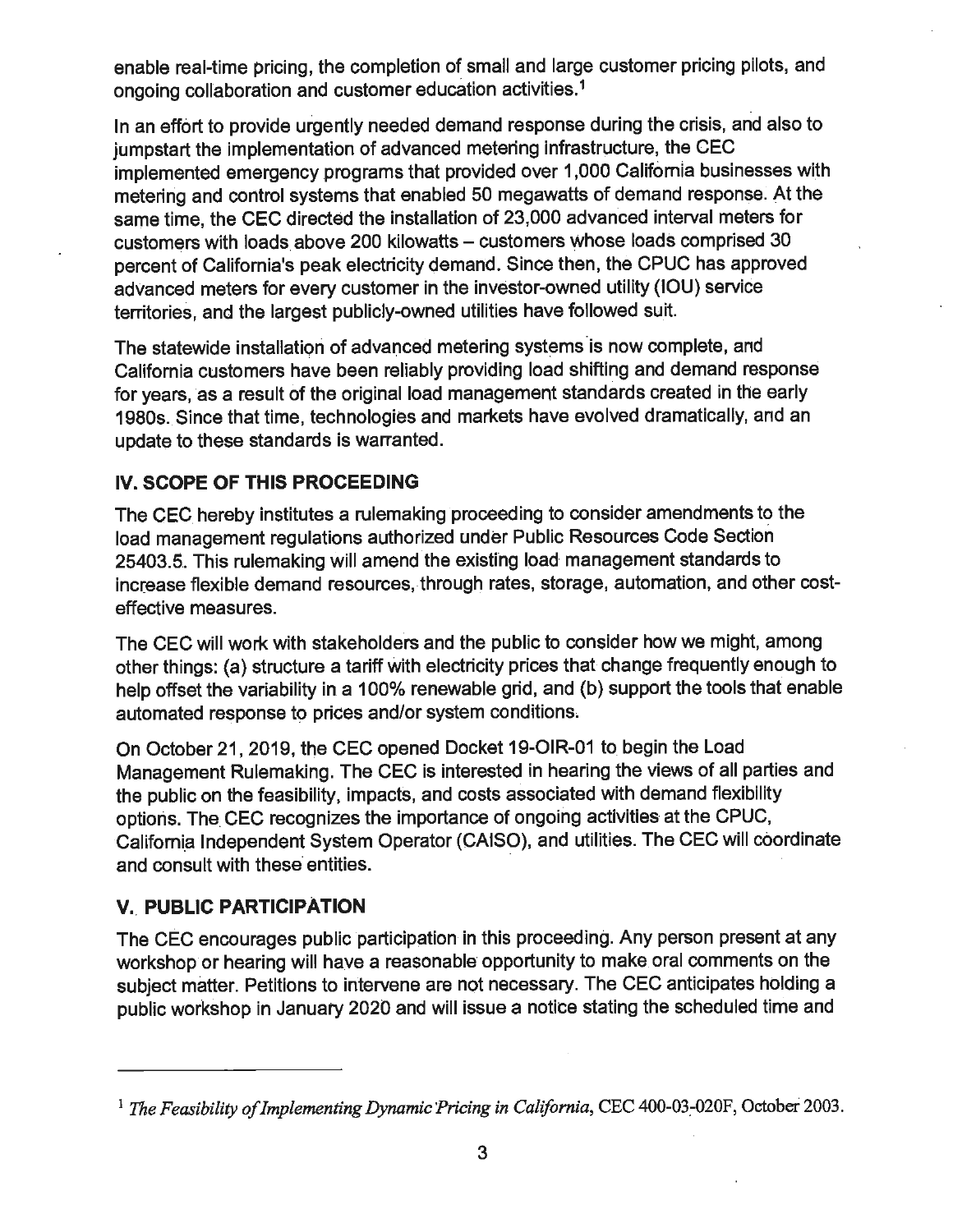enable real-time pricing, the completion of small and large customer pricing pilots, and ongoing collaboration and customer education activities.[1]

In an effort to provide urgently needed demand response during the crisis, and also to jumpstart the implementation of advanced metering infrastructure, the CEC implemented emergency programs that provided over 1,000 California businesses with metering and control systems that enabled 50 megawatts of demand response. At the same time, the CEC directed the installation of 23,000 advanced interval meters for customers with loads above 200 kilowatts – customers whose loads comprised 30 percent of California's peak electricity demand. Since then, the CPUC has approved advanced meters for every customer in the investor-owned utility (IOU) service territories, and the largest publicly-owned utilities have followed suit.

The statewide installation of advanced metering systems is now complete, and California customers have been reliably providing load shifting and demand response for years, as a result of the original load management standards created in the early 1980s. Since that time, technologies and markets have evolved dramatically, and an update to these standards is warranted.

## IV. SCOPE OF THIS PROCEEDING

The CEC hereby institutes a rulemaking proceeding to consider amendments to the load management regulations authorized under Public Resources Code Section 25403.5. This rulemaking will amend the existing load management standards to increase flexible demand resources, through rates, storage, automation, and other cost-effective measures.

The CEC will work with stakeholders and the public to consider how we might, among other things: (a) structure a tariff with electricity prices that change frequently enough to help offset the variability in a 100% renewable grid, and (b) support the tools that enable automated response to prices and/or system conditions.

On October 21, 2019, the CEC opened Docket 19-OIR-01 to begin the Load Management Rulemaking. The CEC is interested in hearing the views of all parties and the public on the feasibility, impacts, and costs associated with demand flexibility options. The CEC recognizes the importance of ongoing activities at the CPUC, California Independent System Operator (CAISO), and utilities. The CEC will coordinate and consult with these entities.

## V. PUBLIC PARTICIPATION

The CEC encourages public participation in this proceeding. Any person present at any workshop or hearing will have a reasonable opportunity to make oral comments on the subject matter. Petitions to intervene are not necessary. The CEC anticipates holding a public workshop in January 2020 and will issue a notice stating the scheduled time and

---

[1] *The Feasibility of Implementing Dynamic Pricing in California*, CEC 400-03-020F, October 2003.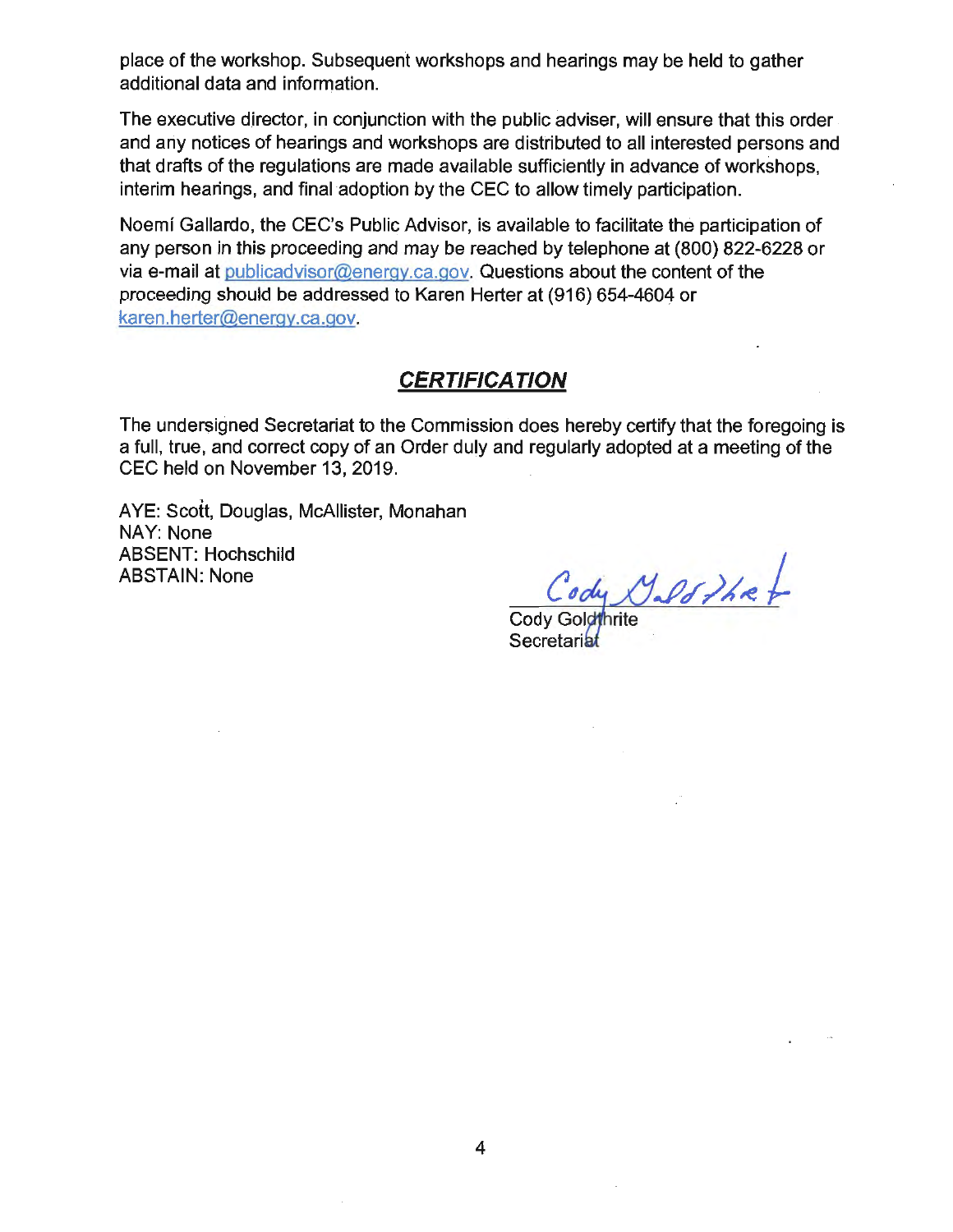place of the workshop. Subsequent workshops and hearings may be held to gather additional data and information.

The executive director, in conjunction with the public adviser, will ensure that this order and any notices of hearings and workshops are distributed to all interested persons and that drafts of the regulations are made available sufficiently in advance of workshops, interim hearings, and final adoption by the CEC to allow timely participation.

Noemí Gallardo, the CEC's Public Advisor, is available to facilitate the participation of any person in this proceeding and may be reached by telephone at (800) 822-6228 or via e-mail at publicadvisor@energy.ca.gov. Questions about the content of the proceeding should be addressed to Karen Herter at (916) 654-4604 or karen.herter@energy.ca.gov.

## ***CERTIFICATION***

The undersigned Secretariat to the Commission does hereby certify that the foregoing is a full, true, and correct copy of an Order duly and regularly adopted at a meeting of the CEC held on November 13, 2019.

AYE: Scott, Douglas, McAllister, Monahan
NAY: None
ABSENT: Hochschild
ABSTAIN: None

Cody Goldthrite
Secretariat